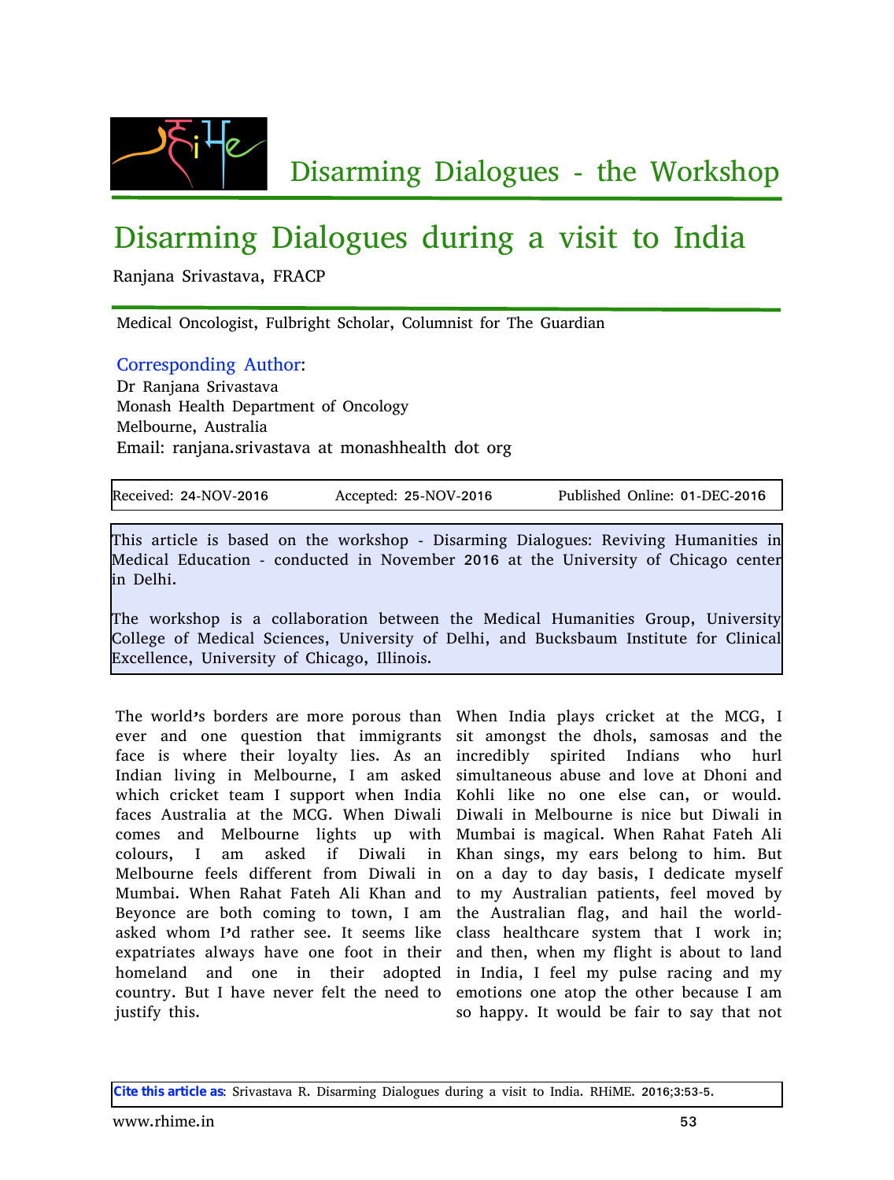# Disarming Dialogues - the Workshop

# Disarming Dialogues during a visit to India

Ranjana Srivastava, FRACP

Medical Oncologist, Fulbright Scholar, Columnist for The Guardian

**Corresponding Author**:
Dr Ranjana Srivastava
Monash Health Department of Oncology
Melbourne, Australia
Email: ranjana.srivastava at monashhealth dot org

| Received: 24-NOV-2016 | Accepted: 25-NOV-2016 | Published Online: 01-DEC-2016 |
|---|---|---|

This article is based on the workshop - Disarming Dialogues: Reviving Humanities in Medical Education - conducted in November 2016 at the University of Chicago center in Delhi.

The workshop is a collaboration between the Medical Humanities Group, University College of Medical Sciences, University of Delhi, and Bucksbaum Institute for Clinical Excellence, University of Chicago, Illinois.

The world's borders are more porous than ever and one question that immigrants face is where their loyalty lies. As an Indian living in Melbourne, I am asked which cricket team I support when India faces Australia at the MCG. When Diwali comes and Melbourne lights up with colours, I am asked if Diwali in Melbourne feels different from Diwali in Mumbai. When Rahat Fateh Ali Khan and Beyonce are both coming to town, I am asked whom I'd rather see. It seems like expatriates always have one foot in their homeland and one in their adopted country. But I have never felt the need to justify this.

When India plays cricket at the MCG, I sit amongst the dhols, samosas and the incredibly spirited Indians who hurl simultaneous abuse and love at Dhoni and Kohli like no one else can, or would. Diwali in Melbourne is nice but Diwali in Mumbai is magical. When Rahat Fateh Ali Khan sings, my ears belong to him. But on a day to day basis, I dedicate myself to my Australian patients, feel moved by the Australian flag, and hail the world-class healthcare system that I work in; and then, when my flight is about to land in India, I feel my pulse racing and my emotions one atop the other because I am so happy. It would be fair to say that not

**Cite this article as**: Srivastava R. Disarming Dialogues during a visit to India. RHiME. 2016;3:53-5.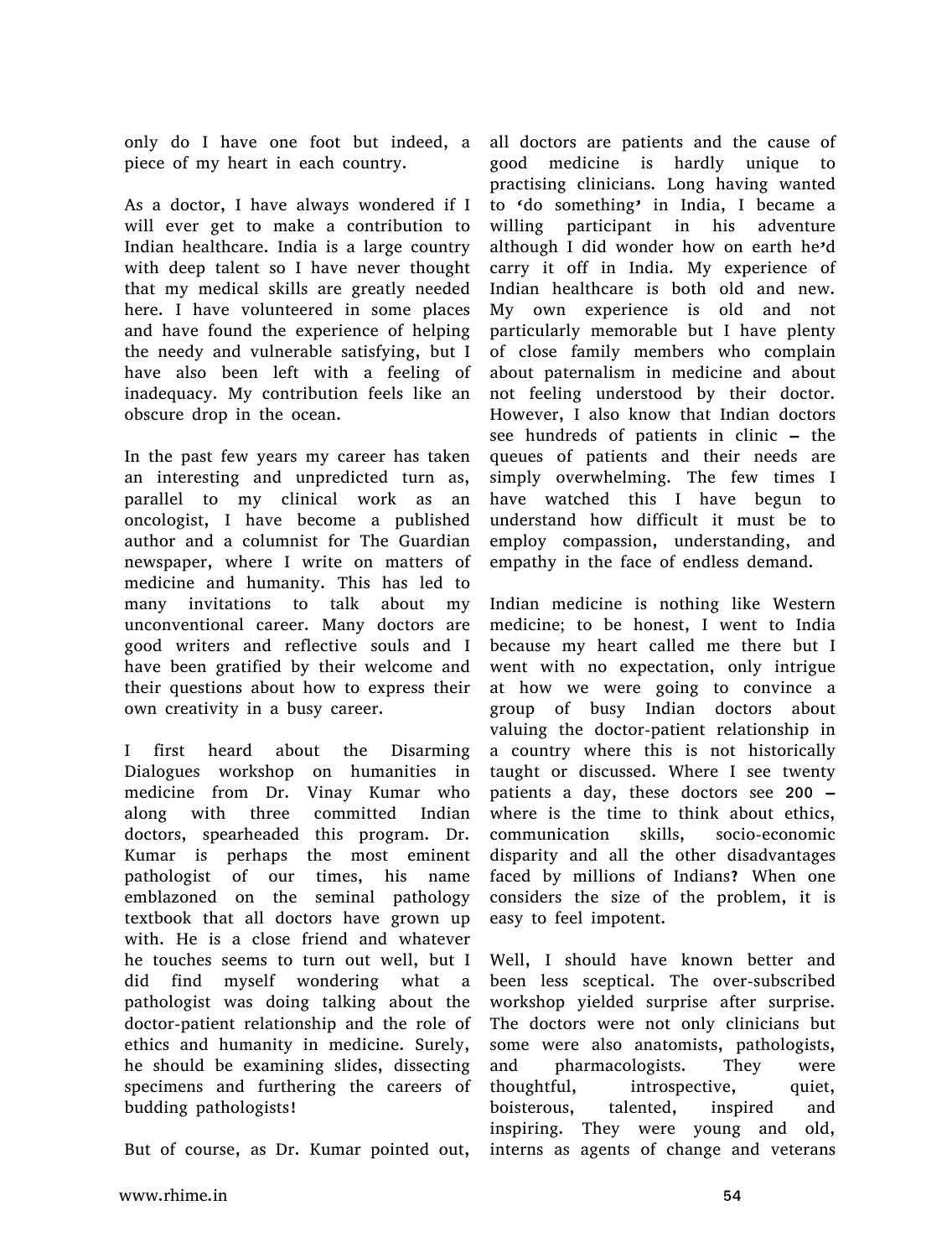only do I have one foot but indeed, a piece of my heart in each country.

As a doctor, I have always wondered if I will ever get to make a contribution to Indian healthcare. India is a large country with deep talent so I have never thought that my medical skills are greatly needed here. I have volunteered in some places and have found the experience of helping the needy and vulnerable satisfying, but I have also been left with a feeling of inadequacy. My contribution feels like an obscure drop in the ocean.

In the past few years my career has taken an interesting and unpredicted turn as, parallel to my clinical work as an oncologist, I have become a published author and a columnist for The Guardian newspaper, where I write on matters of medicine and humanity. This has led to many invitations to talk about my unconventional career. Many doctors are good writers and reflective souls and I have been gratified by their welcome and their questions about how to express their own creativity in a busy career.

I first heard about the Disarming Dialogues workshop on humanities in medicine from Dr. Vinay Kumar who along with three committed Indian doctors, spearheaded this program. Dr. Kumar is perhaps the most eminent pathologist of our times, his name emblazoned on the seminal pathology textbook that all doctors have grown up with. He is a close friend and whatever he touches seems to turn out well, but I did find myself wondering what a pathologist was doing talking about the doctor-patient relationship and the role of ethics and humanity in medicine. Surely, he should be examining slides, dissecting specimens and furthering the careers of budding pathologists!

But of course, as Dr. Kumar pointed out, all doctors are patients and the cause of good medicine is hardly unique to practising clinicians. Long having wanted to 'do something' in India, I became a willing participant in his adventure although I did wonder how on earth he'd carry it off in India. My experience of Indian healthcare is both old and new. My own experience is old and not particularly memorable but I have plenty of close family members who complain about paternalism in medicine and about not feeling understood by their doctor. However, I also know that Indian doctors see hundreds of patients in clinic – the queues of patients and their needs are simply overwhelming. The few times I have watched this I have begun to understand how difficult it must be to employ compassion, understanding, and empathy in the face of endless demand.

Indian medicine is nothing like Western medicine; to be honest, I went to India because my heart called me there but I went with no expectation, only intrigue at how we were going to convince a group of busy Indian doctors about valuing the doctor-patient relationship in a country where this is not historically taught or discussed. Where I see twenty patients a day, these doctors see 200 – where is the time to think about ethics, communication skills, socio-economic disparity and all the other disadvantages faced by millions of Indians? When one considers the size of the problem, it is easy to feel impotent.

Well, I should have known better and been less sceptical. The over-subscribed workshop yielded surprise after surprise. The doctors were not only clinicians but some were also anatomists, pathologists, and pharmacologists. They were thoughtful, introspective, quiet, boisterous, talented, inspired and inspiring. They were young and old, interns as agents of change and veterans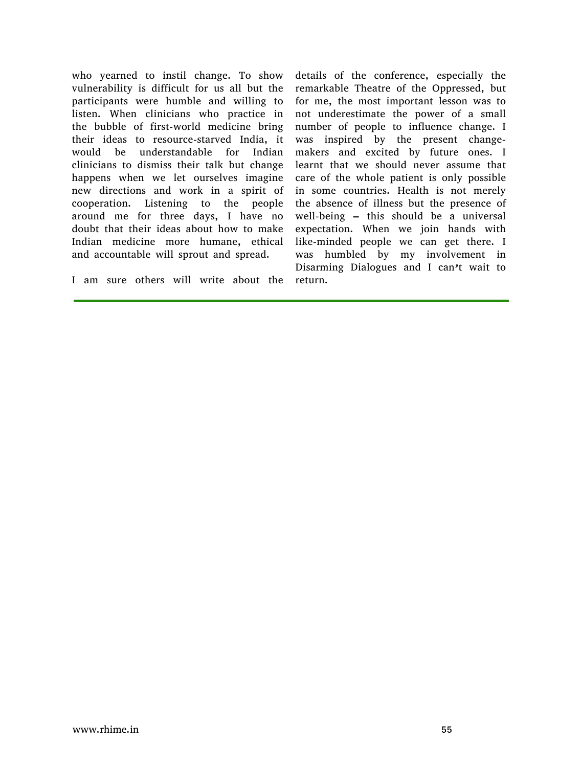who yearned to instil change. To show vulnerability is difficult for us all but the participants were humble and willing to listen. When clinicians who practice in the bubble of first-world medicine bring their ideas to resource-starved India, it would be understandable for Indian clinicians to dismiss their talk but change happens when we let ourselves imagine new directions and work in a spirit of cooperation. Listening to the people around me for three days, I have no doubt that their ideas about how to make Indian medicine more humane, ethical and accountable will sprout and spread.

I am sure others will write about the details of the conference, especially the remarkable Theatre of the Oppressed, but for me, the most important lesson was to not underestimate the power of a small number of people to influence change. I was inspired by the present change-makers and excited by future ones. I learnt that we should never assume that care of the whole patient is only possible in some countries. Health is not merely the absence of illness but the presence of well-being – this should be a universal expectation. When we join hands with like-minded people we can get there. I was humbled by my involvement in Disarming Dialogues and I can't wait to return.

---